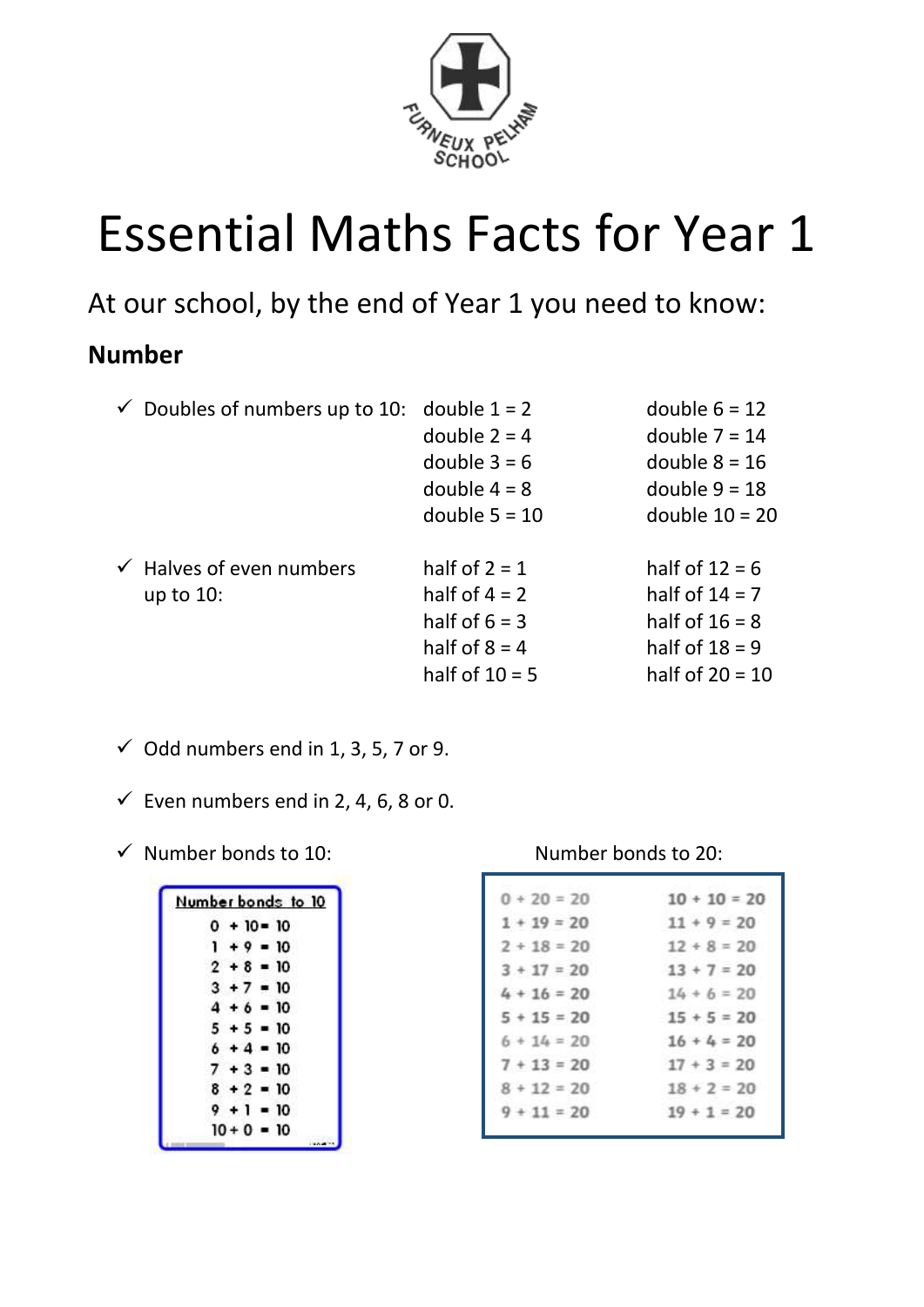FURNEUX PELHAM SCHOOL

# Essential Maths Facts for Year 1

At our school, by the end of Year 1 you need to know:

## Number

- ✓ Doubles of numbers up to 10:

| | |
|---|---|
| double 1 = 2 | double 6 = 12 |
| double 2 = 4 | double 7 = 14 |
| double 3 = 6 | double 8 = 16 |
| double 4 = 8 | double 9 = 18 |
| double 5 = 10 | double 10 = 20 |

- ✓ Halves of even numbers up to 10:

| | |
|---|---|
| half of 2 = 1 | half of 12 = 6 |
| half of 4 = 2 | half of 14 = 7 |
| half of 6 = 3 | half of 16 = 8 |
| half of 8 = 4 | half of 18 = 9 |
| half of 10 = 5 | half of 20 = 10 |

- ✓ Odd numbers end in 1, 3, 5, 7 or 9.
- ✓ Even numbers end in 2, 4, 6, 8 or 0.
- ✓ Number bonds to 10:

**Number bonds to 10**

0 + 10 = 10
1 + 9 = 10
2 + 8 = 10
3 + 7 = 10
4 + 6 = 10
5 + 5 = 10
6 + 4 = 10
7 + 3 = 10
8 + 2 = 10
9 + 1 = 10
10 + 0 = 10

Number bonds to 20:

| | |
|---|---|
| 0 + 20 = 20 | 10 + 10 = 20 |
| 1 + 19 = 20 | 11 + 9 = 20 |
| 2 + 18 = 20 | 12 + 8 = 20 |
| 3 + 17 = 20 | 13 + 7 = 20 |
| 4 + 16 = 20 | 14 + 6 = 20 |
| 5 + 15 = 20 | 15 + 5 = 20 |
| 6 + 14 = 20 | 16 + 4 = 20 |
| 7 + 13 = 20 | 17 + 3 = 20 |
| 8 + 12 = 20 | 18 + 2 = 20 |
| 9 + 11 = 20 | 19 + 1 = 20 |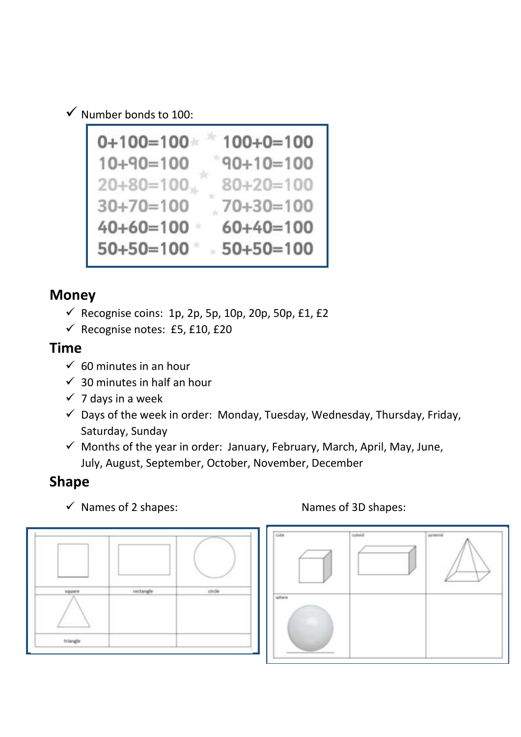- ✓ Number bonds to 100:

| | |
|---|---|
| 0+100=100 | 100+0=100 |
| 10+90=100 | 90+10=100 |
| 20+80=100 | 80+20=100 |
| 30+70=100 | 70+30=100 |
| 40+60=100 | 60+40=100 |
| 50+50=100 | 50+50=100 |

## Money

- ✓ Recognise coins: 1p, 2p, 5p, 10p, 20p, 50p, £1, £2
- ✓ Recognise notes: £5, £10, £20

## Time

- ✓ 60 minutes in an hour
- ✓ 30 minutes in half an hour
- ✓ 7 days in a week
- ✓ Days of the week in order: Monday, Tuesday, Wednesday, Thursday, Friday, Saturday, Sunday
- ✓ Months of the year in order: January, February, March, April, May, June, July, August, September, October, November, December

## Shape

- ✓ Names of 2 shapes:

square

rectangle

circle

triangle

Names of 3D shapes:

cube

cuboid

pyramid

sphere